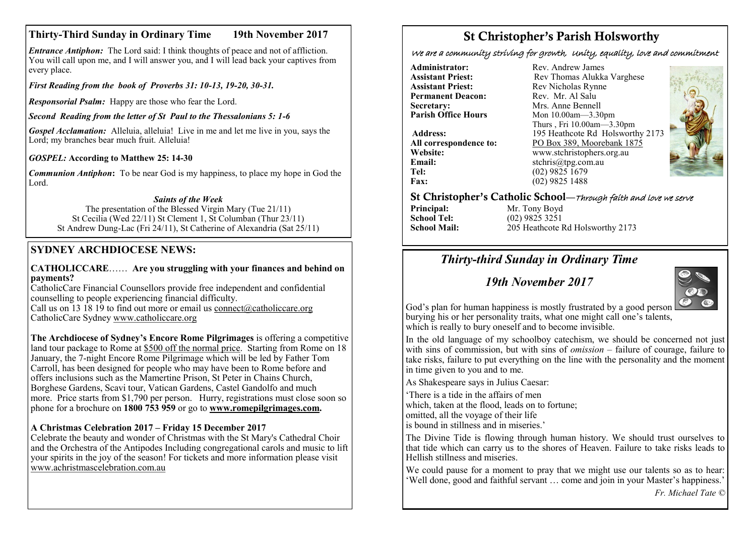## Thirty-Third Sunday in Ordinary Time 19th November 2017

***Entrance Antiphon:*** The Lord said: I think thoughts of peace and not of affliction. You will call upon me, and I will answer you, and I will lead back your captives from every place.

***First Reading from the book of Proverbs 31: 10-13, 19-20, 30-31.***

***Responsorial Psalm:*** Happy are those who fear the Lord.

***Second Reading from the letter of St Paul to the Thessalonians 5: 1-6***

***Gospel Acclamation:*** Alleluia, alleluia! Live in me and let me live in you, says the Lord; my branches bear much fruit. Alleluia!

***GOSPEL:* According to Matthew 25: 14-30**

***Communion Antiphon*:** To be near God is my happiness, to place my hope in God the Lord.

***Saints of the Week***

The presentation of the Blessed Virgin Mary (Tue 21/11)
St Cecilia (Wed 22/11) St Clement 1, St Columban (Thur 23/11)
St Andrew Dung-Lac (Fri 24/11), St Catherine of Alexandria (Sat 25/11)

## SYDNEY ARCHDIOCESE NEWS:

**CATHOLICCARE**…… **Are you struggling with your finances and behind on payments?**
CatholicCare Financial Counsellors provide free independent and confidential counselling to people experiencing financial difficulty.
Call us on 13 18 19 to find out more or email us connect@catholiccare.org
CatholicCare Sydney www.catholiccare.org

**The Archdiocese of Sydney's Encore Rome Pilgrimages** is offering a competitive land tour package to Rome at $500 off the normal price. Starting from Rome on 18 January, the 7-night Encore Rome Pilgrimage which will be led by Father Tom Carroll, has been designed for people who may have been to Rome before and offers inclusions such as the Mamertine Prison, St Peter in Chains Church, Borghese Gardens, Scavi tour, Vatican Gardens, Castel Gandolfo and much more. Price starts from $1,790 per person. Hurry, registrations must close soon so phone for a brochure on **1800 753 959** or go to **www.romepilgrimages.com.**

**A Christmas Celebration 2017 – Friday 15 December 2017**
Celebrate the beauty and wonder of Christmas with the St Mary's Cathedral Choir and the Orchestra of the Antipodes Including congregational carols and music to lift your spirits in the joy of the season! For tickets and more information please visit www.achristmascelebration.com.au

# St Christopher's Parish Holsworthy

*We are a community striving for growth, Unity, equality, love and commitment*

| | |
|---|---|
| **Administrator:** | Rev. Andrew James |
| **Assistant Priest:** | Rev Thomas Alukka Varghese |
| **Assistant Priest:** | Rev Nicholas Rynne |
| **Permanent Deacon:** | Rev. Mr. Al Salu |
| **Secretary:** | Mrs. Anne Bennell |
| **Parish Office Hours** | Mon 10.00am—3.30pm<br>Thurs , Fri 10.00am—3.30pm |
| **Address:** | 195 Heathcote Rd Holsworthy 2173 |
| **All correspondence to:** | PO Box 389, Moorebank 1875 |
| **Website:** | www.stchristophers.org.au |
| **Email:** | stchris@tpg.com.au |
| **Tel:** | (02) 9825 1679 |
| **Fax:** | (02) 9825 1488 |

## St Christopher's Catholic School—*Through faith and love we serve*

| | |
|---|---|
| **Principal:** | Mr. Tony Boyd |
| **School Tel:** | (02) 9825 3251 |
| **School Mail:** | 205 Heathcote Rd Holsworthy 2173 |

## *Thirty-third Sunday in Ordinary Time*

### *19th November 2017*

God's plan for human happiness is mostly frustrated by a good person burying his or her personality traits, what one might call one's talents, which is really to bury oneself and to become invisible.

In the old language of my schoolboy catechism, we should be concerned not just with sins of commission, but with sins of *omission* – failure of courage, failure to take risks, failure to put everything on the line with the personality and the moment in time given to you and to me.

As Shakespeare says in Julius Caesar:

'There is a tide in the affairs of men
which, taken at the flood, leads on to fortune;
omitted, all the voyage of their life
is bound in stillness and in miseries.'

The Divine Tide is flowing through human history. We should trust ourselves to that tide which can carry us to the shores of Heaven. Failure to take risks leads to Hellish stillness and miseries.

We could pause for a moment to pray that we might use our talents so as to hear: 'Well done, good and faithful servant … come and join in your Master's happiness.'

*Fr. Michael Tate ©*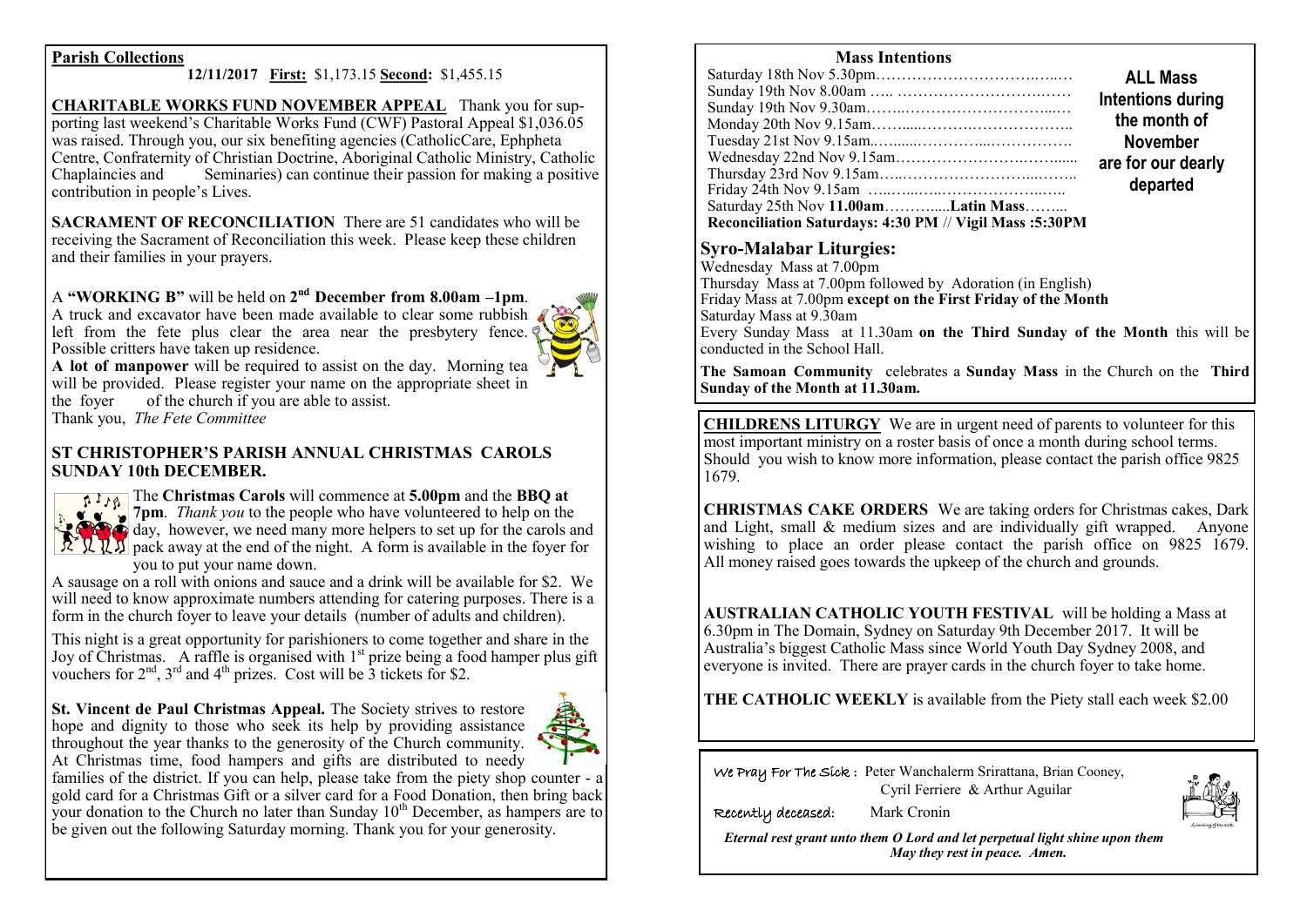**Parish Collections**

**12/11/2017 First:** $1,173.15 **Second:** $1,455.15

**CHARITABLE WORKS FUND NOVEMBER APPEAL** Thank you for supporting last weekend's Charitable Works Fund (CWF) Pastoral Appeal $1,036.05 was raised. Through you, our six benefiting agencies (CatholicCare, Ephpheta Centre, Confraternity of Christian Doctrine, Aboriginal Catholic Ministry, Catholic Chaplaincies and Seminaries) can continue their passion for making a positive contribution in people's Lives.

**SACRAMENT OF RECONCILIATION** There are 51 candidates who will be receiving the Sacrament of Reconciliation this week. Please keep these children and their families in your prayers.

A **"WORKING B"** will be held on **2nd December from 8.00am –1pm**. A truck and excavator have been made available to clear some rubbish left from the fete plus clear the area near the presbytery fence. Possible critters have taken up residence.

**A lot of manpower** will be required to assist on the day. Morning tea will be provided. Please register your name on the appropriate sheet in the foyer of the church if you are able to assist.

Thank you, *The Fete Committee*

## ST CHRISTOPHER'S PARISH ANNUAL CHRISTMAS CAROLS SUNDAY 10th DECEMBER.

The **Christmas Carols** will commence at **5.00pm** and the **BBQ at 7pm**. *Thank you* to the people who have volunteered to help on the day, however, we need many more helpers to set up for the carols and pack away at the end of the night. A form is available in the foyer for you to put your name down.

A sausage on a roll with onions and sauce and a drink will be available for $2. We will need to know approximate numbers attending for catering purposes. There is a form in the church foyer to leave your details (number of adults and children).

This night is a great opportunity for parishioners to come together and share in the Joy of Christmas. A raffle is organised with 1st prize being a food hamper plus gift vouchers for 2nd, 3rd and 4th prizes. Cost will be 3 tickets for $2.

**St. Vincent de Paul Christmas Appeal.** The Society strives to restore hope and dignity to those who seek its help by providing assistance throughout the year thanks to the generosity of the Church community. At Christmas time, food hampers and gifts are distributed to needy families of the district. If you can help, please take from the piety shop counter - a gold card for a Christmas Gift or a silver card for a Food Donation, then bring back your donation to the Church no later than Sunday 10th December, as hampers are to be given out the following Saturday morning. Thank you for your generosity.

**Mass Intentions**

Saturday 18th Nov 5.30pm……………………………

Sunday 19th Nov 8.00am …… ……………………………

Sunday 19th Nov 9.30am……………………………………

Monday 20th Nov 9.15am……………………………………

Tuesday 21st Nov 9.15am……………………………………

Wednesday 22nd Nov 9.15am…………………………………

Thursday 23rd Nov 9.15am……………………………………

Friday 24th Nov 9.15am ……………………………………

Saturday 25th Nov **11.00am**…………**Latin Mass**……..

**Reconciliation Saturdays: 4:30 PM // Vigil Mass :5:30PM**

**ALL Mass Intentions during the month of November are for our dearly departed**

## Syro-Malabar Liturgies:

Wednesday Mass at 7.00pm

Thursday Mass at 7.00pm followed by Adoration (in English)

Friday Mass at 7.00pm **except on the First Friday of the Month**

Saturday Mass at 9.30am

Every Sunday Mass at 11.30am **on the Third Sunday of the Month** this will be conducted in the School Hall.

**The Samoan Community** celebrates a **Sunday Mass** in the Church on the **Third Sunday of the Month at 11.30am.**

**CHILDRENS LITURGY** We are in urgent need of parents to volunteer for this most important ministry on a roster basis of once a month during school terms. Should you wish to know more information, please contact the parish office 9825 1679.

**CHRISTMAS CAKE ORDERS** We are taking orders for Christmas cakes, Dark and Light, small & medium sizes and are individually gift wrapped. Anyone wishing to place an order please contact the parish office on 9825 1679. All money raised goes towards the upkeep of the church and grounds.

**AUSTRALIAN CATHOLIC YOUTH FESTIVAL** will be holding a Mass at 6.30pm in The Domain, Sydney on Saturday 9th December 2017. It will be Australia's biggest Catholic Mass since World Youth Day Sydney 2008, and everyone is invited. There are prayer cards in the church foyer to take home.

**THE CATHOLIC WEEKLY** is available from the Piety stall each week $2.00

We Pray For The Sick : Peter Wanchalerm Srirattana, Brian Cooney, Cyril Ferriere & Arthur Aguilar

Recently deceased: Mark Cronin

*Eternal rest grant unto them O Lord and let perpetual light shine upon them May they rest in peace. Amen.*